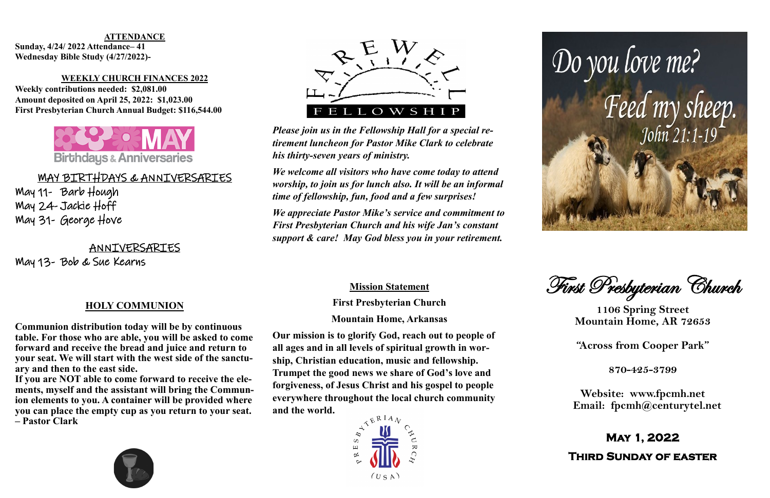**ATTENDANCE**

**Sunday, 4/24/ 2022 Attendance– 41**
**Wednesday Bible Study (4/27/2022)-**

**WEEKLY CHURCH FINANCES 2022**

**Weekly contributions needed: $2,081.00**
**Amount deposited on April 25, 2022: $1,023.00**
**First Presbyterian Church Annual Budget: $116,544.00**

MAY Birthdays & Anniversaries

## MAY BIRTHDAYS & ANNIVERSARIES

May 11- Barb Hough
May 24- Jackie Hoff
May 31- George Hove

## ANNIVERSARIES

May 13- Bob & Sue Kearns

## HOLY COMMUNION

**Communion distribution today will be by continuous table. For those who are able, you will be asked to come forward and receive the bread and juice and return to your seat. We will start with the west side of the sanctuary and then to the east side.**
**If you are NOT able to come forward to receive the elements, myself and the assistant will bring the Communion elements to you. A container will be provided where you can place the empty cup as you return to your seat. – Pastor Clark**

FAREWELL FELLOWSHIP

***Please join us in the Fellowship Hall for a special retirement luncheon for Pastor Mike Clark to celebrate his thirty-seven years of ministry.***

***We welcome all visitors who have come today to attend worship, to join us for lunch also. It will be an informal time of fellowship, fun, food and a few surprises!***

***We appreciate Pastor Mike's service and commitment to First Presbyterian Church and his wife Jan's constant support & care! May God bless you in your retirement.***

## Mission Statement

**First Presbyterian Church**

**Mountain Home, Arkansas**

**Our mission is to glorify God, reach out to people of all ages and in all levels of spiritual growth in worship, Christian education, music and fellowship. Trumpet the good news we share of God's love and forgiveness, of Jesus Christ and his gospel to people everywhere throughout the local church community and the world.**

PRESBYTERIAN CHURCH (USA)

Do you love me?
Feed my sheep.
John 21:1-19

# First Presbyterian Church

**1106 Spring Street**
**Mountain Home, AR 72653**

**"Across from Cooper Park"**

**870-425-3799**

**Website: www.fpcmh.net**
**Email: fpcmh@centurytel.net**

## May 1, 2022

## Third Sunday of Easter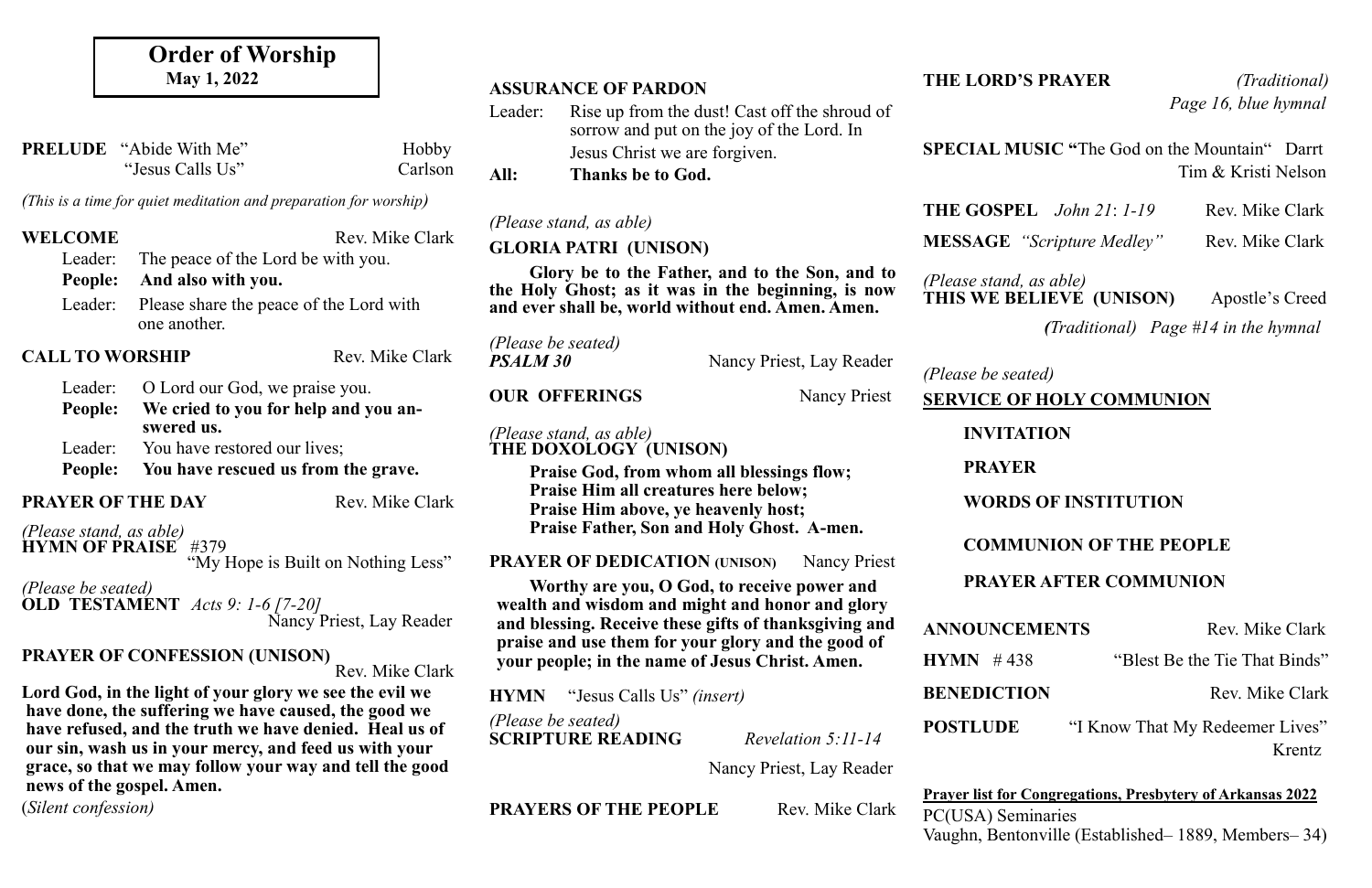# Order of Worship
**May 1, 2022**

**PRELUDE** "Abide With Me" Hobby
"Jesus Calls Us" Carlson

*(This is a time for quiet meditation and preparation for worship)*

**WELCOME** Rev. Mike Clark

Leader: The peace of the Lord be with you.
**People: And also with you.**
Leader: Please share the peace of the Lord with one another.

**CALL TO WORSHIP** Rev. Mike Clark

Leader: O Lord our God, we praise you.
**People: We cried to you for help and you answered us.**
Leader: You have restored our lives;
**People: You have rescued us from the grave.**

**PRAYER OF THE DAY** Rev. Mike Clark

*(Please stand, as able)*
**HYMN OF PRAISE** #379 "My Hope is Built on Nothing Less"

*(Please be seated)*
**OLD TESTAMENT** *Acts 9: 1-6 [7-20]* Nancy Priest, Lay Reader

**PRAYER OF CONFESSION (UNISON)** Rev. Mike Clark

**Lord God, in the light of your glory we see the evil we have done, the suffering we have caused, the good we have refused, and the truth we have denied. Heal us of our sin, wash us in your mercy, and feed us with your grace, so that we may follow your way and tell the good news of the gospel. Amen.**

(*Silent confession)*

**ASSURANCE OF PARDON**

Leader: Rise up from the dust! Cast off the shroud of sorrow and put on the joy of the Lord. In Jesus Christ we are forgiven.
**All: Thanks be to God.**

*(Please stand, as able)*
**GLORIA PATRI (UNISON)**

**Glory be to the Father, and to the Son, and to the Holy Ghost; as it was in the beginning, is now and ever shall be, world without end. Amen. Amen.**

*(Please be seated)*
***PSALM 30*** Nancy Priest, Lay Reader

**OUR OFFERINGS** Nancy Priest

*(Please stand, as able)*
**THE DOXOLOGY (UNISON)**

**Praise God, from whom all blessings flow;**
**Praise Him all creatures here below;**
**Praise Him above, ye heavenly host;**
**Praise Father, Son and Holy Ghost. A-men.**

**PRAYER OF DEDICATION (UNISON)** Nancy Priest

**Worthy are you, O God, to receive power and wealth and wisdom and might and honor and glory and blessing. Receive these gifts of thanksgiving and praise and use them for your glory and the good of your people; in the name of Jesus Christ. Amen.**

**HYMN** "Jesus Calls Us" *(insert)*

*(Please be seated)*
**SCRIPTURE READING** *Revelation 5:11-14* Nancy Priest, Lay Reader

**PRAYERS OF THE PEOPLE** Rev. Mike Clark

**THE LORD'S PRAYER** *(Traditional) Page 16, blue hymnal*

**SPECIAL MUSIC "**The God on the Mountain" Darrt
Tim & Kristi Nelson

**THE GOSPEL** *John 21*: *1-19* Rev. Mike Clark

**MESSAGE** *"Scripture Medley"* Rev. Mike Clark

*(Please stand, as able)*
**THIS WE BELIEVE (UNISON)** Apostle's Creed
*(Traditional) Page #14 in the hymnal*

*(Please be seated)*
**SERVICE OF HOLY COMMUNION**

**INVITATION**

**PRAYER**

**WORDS OF INSTITUTION**

**COMMUNION OF THE PEOPLE**

**PRAYER AFTER COMMUNION**

**ANNOUNCEMENTS** Rev. Mike Clark

**HYMN** # 438 "Blest Be the Tie That Binds"

**BENEDICTION** Rev. Mike Clark

**POSTLUDE** "I Know That My Redeemer Lives" Krentz

**Prayer list for Congregations, Presbytery of Arkansas 2022**
PC(USA) Seminaries
Vaughn, Bentonville (Established– 1889, Members– 34)